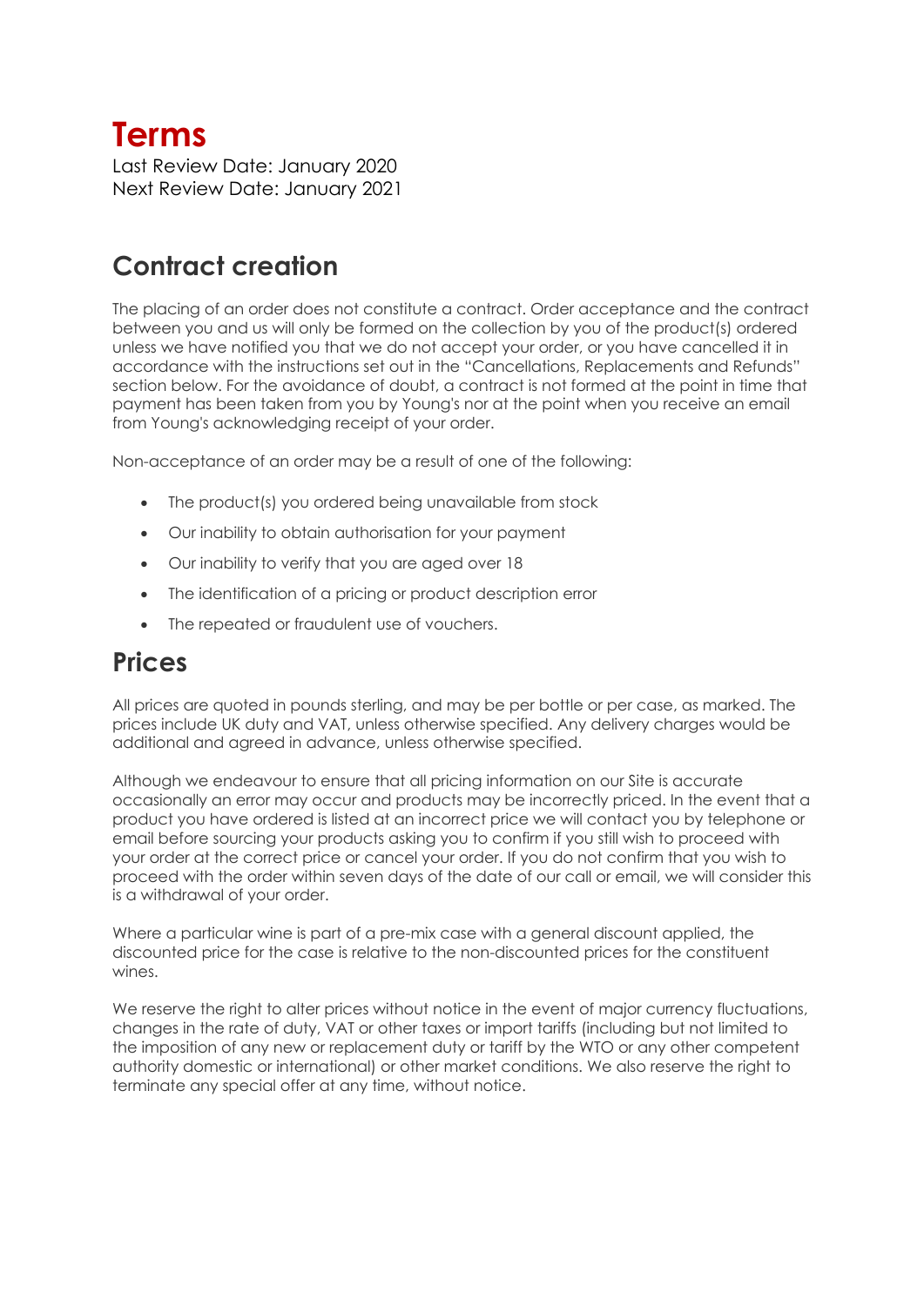# Terms

Last Review Date: January 2020
Next Review Date: January 2021

## Contract creation

The placing of an order does not constitute a contract. Order acceptance and the contract between you and us will only be formed on the collection by you of the product(s) ordered unless we have notified you that we do not accept your order, or you have cancelled it in accordance with the instructions set out in the "Cancellations, Replacements and Refunds" section below. For the avoidance of doubt, a contract is not formed at the point in time that payment has been taken from you by Young's nor at the point when you receive an email from Young's acknowledging receipt of your order.

Non-acceptance of an order may be a result of one of the following:

- The product(s) you ordered being unavailable from stock
- Our inability to obtain authorisation for your payment
- Our inability to verify that you are aged over 18
- The identification of a pricing or product description error
- The repeated or fraudulent use of vouchers.

## Prices

All prices are quoted in pounds sterling, and may be per bottle or per case, as marked. The prices include UK duty and VAT, unless otherwise specified. Any delivery charges would be additional and agreed in advance, unless otherwise specified.

Although we endeavour to ensure that all pricing information on our Site is accurate occasionally an error may occur and products may be incorrectly priced. In the event that a product you have ordered is listed at an incorrect price we will contact you by telephone or email before sourcing your products asking you to confirm if you still wish to proceed with your order at the correct price or cancel your order. If you do not confirm that you wish to proceed with the order within seven days of the date of our call or email, we will consider this is a withdrawal of your order.

Where a particular wine is part of a pre-mix case with a general discount applied, the discounted price for the case is relative to the non-discounted prices for the constituent wines.

We reserve the right to alter prices without notice in the event of major currency fluctuations, changes in the rate of duty, VAT or other taxes or import tariffs (including but not limited to the imposition of any new or replacement duty or tariff by the WTO or any other competent authority domestic or international) or other market conditions. We also reserve the right to terminate any special offer at any time, without notice.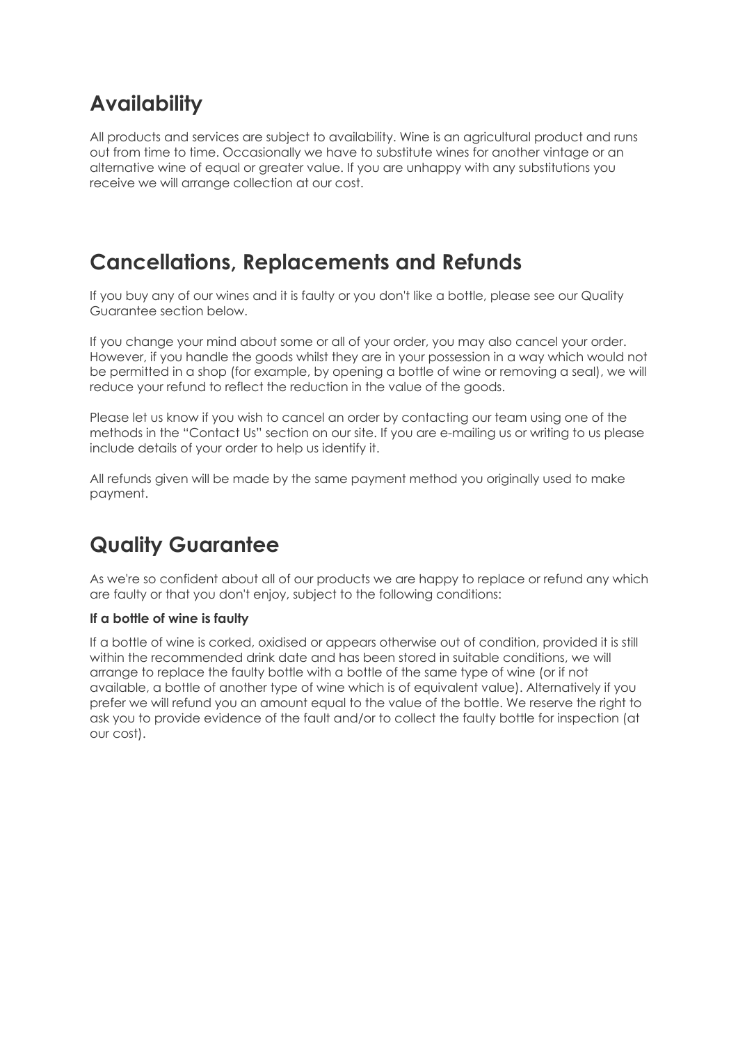## Availability

All products and services are subject to availability. Wine is an agricultural product and runs out from time to time. Occasionally we have to substitute wines for another vintage or an alternative wine of equal or greater value. If you are unhappy with any substitutions you receive we will arrange collection at our cost.

## Cancellations, Replacements and Refunds

If you buy any of our wines and it is faulty or you don't like a bottle, please see our Quality Guarantee section below.

If you change your mind about some or all of your order, you may also cancel your order. However, if you handle the goods whilst they are in your possession in a way which would not be permitted in a shop (for example, by opening a bottle of wine or removing a seal), we will reduce your refund to reflect the reduction in the value of the goods.

Please let us know if you wish to cancel an order by contacting our team using one of the methods in the "Contact Us" section on our site. If you are e-mailing us or writing to us please include details of your order to help us identify it.

All refunds given will be made by the same payment method you originally used to make payment.

## Quality Guarantee

As we're so confident about all of our products we are happy to replace or refund any which are faulty or that you don't enjoy, subject to the following conditions:

**If a bottle of wine is faulty**

If a bottle of wine is corked, oxidised or appears otherwise out of condition, provided it is still within the recommended drink date and has been stored in suitable conditions, we will arrange to replace the faulty bottle with a bottle of the same type of wine (or if not available, a bottle of another type of wine which is of equivalent value). Alternatively if you prefer we will refund you an amount equal to the value of the bottle. We reserve the right to ask you to provide evidence of the fault and/or to collect the faulty bottle for inspection (at our cost).